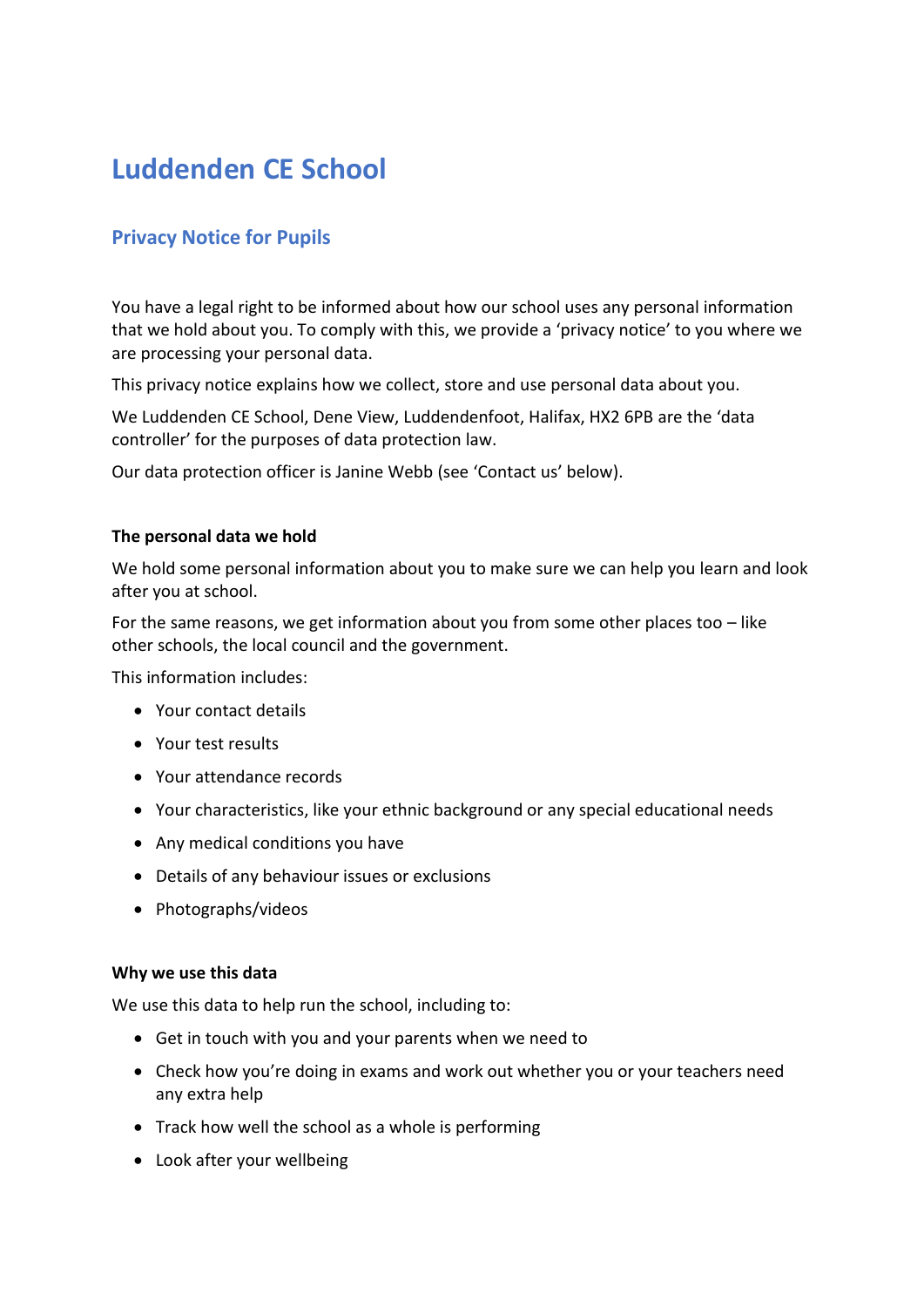# Luddenden CE School

## Privacy Notice for Pupils

You have a legal right to be informed about how our school uses any personal information that we hold about you. To comply with this, we provide a 'privacy notice' to you where we are processing your personal data.

This privacy notice explains how we collect, store and use personal data about you.

We Luddenden CE School, Dene View, Luddendenfoot, Halifax, HX2 6PB are the 'data controller' for the purposes of data protection law.

Our data protection officer is Janine Webb (see 'Contact us' below).

**The personal data we hold**

We hold some personal information about you to make sure we can help you learn and look after you at school.

For the same reasons, we get information about you from some other places too – like other schools, the local council and the government.

This information includes:

- Your contact details
- Your test results
- Your attendance records
- Your characteristics, like your ethnic background or any special educational needs
- Any medical conditions you have
- Details of any behaviour issues or exclusions
- Photographs/videos

**Why we use this data**

We use this data to help run the school, including to:

- Get in touch with you and your parents when we need to
- Check how you're doing in exams and work out whether you or your teachers need any extra help
- Track how well the school as a whole is performing
- Look after your wellbeing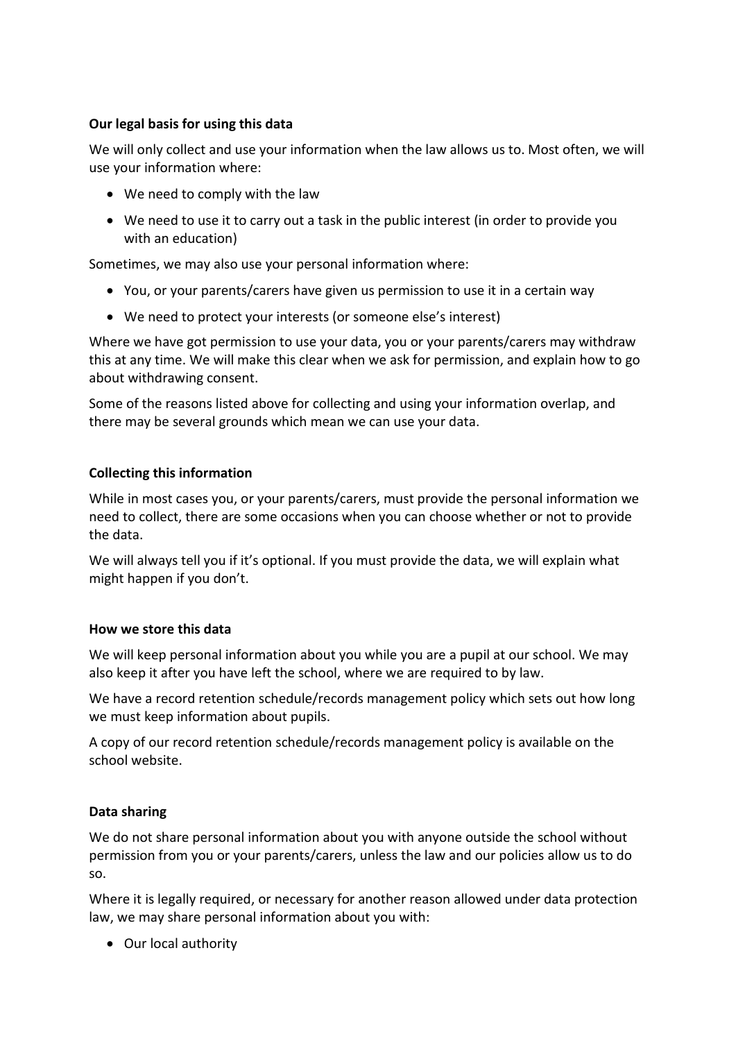**Our legal basis for using this data**

We will only collect and use your information when the law allows us to. Most often, we will use your information where:

- We need to comply with the law
- We need to use it to carry out a task in the public interest (in order to provide you with an education)

Sometimes, we may also use your personal information where:

- You, or your parents/carers have given us permission to use it in a certain way
- We need to protect your interests (or someone else's interest)

Where we have got permission to use your data, you or your parents/carers may withdraw this at any time. We will make this clear when we ask for permission, and explain how to go about withdrawing consent.

Some of the reasons listed above for collecting and using your information overlap, and there may be several grounds which mean we can use your data.

**Collecting this information**

While in most cases you, or your parents/carers, must provide the personal information we need to collect, there are some occasions when you can choose whether or not to provide the data.

We will always tell you if it's optional. If you must provide the data, we will explain what might happen if you don't.

**How we store this data**

We will keep personal information about you while you are a pupil at our school. We may also keep it after you have left the school, where we are required to by law.

We have a record retention schedule/records management policy which sets out how long we must keep information about pupils.

A copy of our record retention schedule/records management policy is available on the school website.

**Data sharing**

We do not share personal information about you with anyone outside the school without permission from you or your parents/carers, unless the law and our policies allow us to do so.

Where it is legally required, or necessary for another reason allowed under data protection law, we may share personal information about you with:

- Our local authority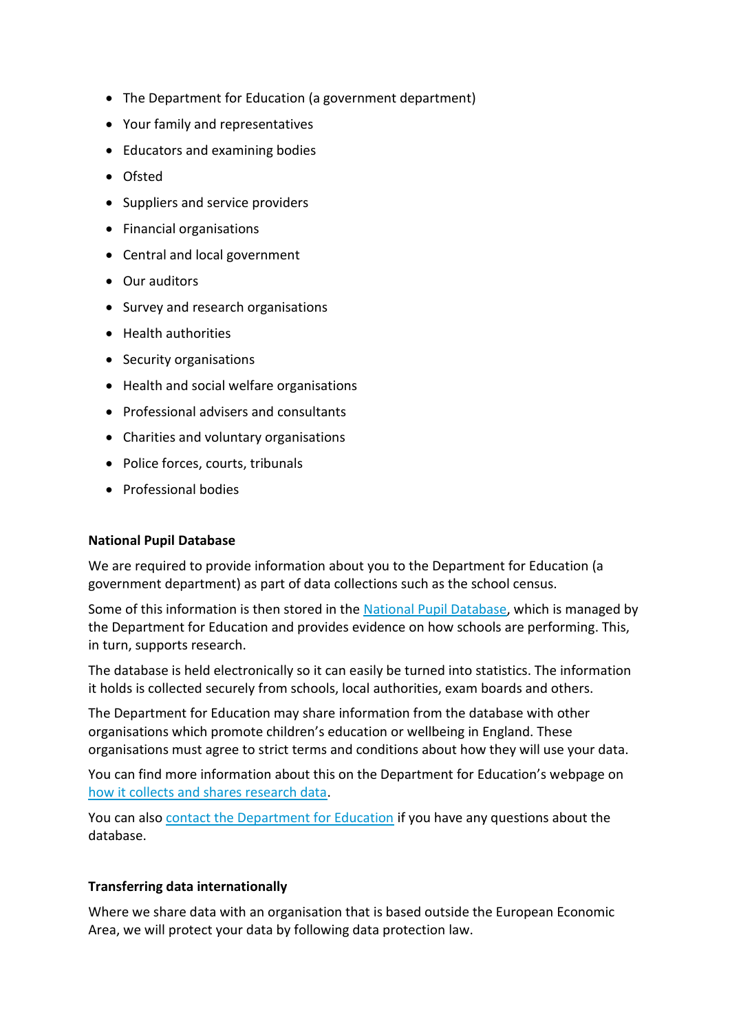- The Department for Education (a government department)
- Your family and representatives
- Educators and examining bodies
- Ofsted
- Suppliers and service providers
- Financial organisations
- Central and local government
- Our auditors
- Survey and research organisations
- Health authorities
- Security organisations
- Health and social welfare organisations
- Professional advisers and consultants
- Charities and voluntary organisations
- Police forces, courts, tribunals
- Professional bodies

**National Pupil Database**

We are required to provide information about you to the Department for Education (a government department) as part of data collections such as the school census.

Some of this information is then stored in the National Pupil Database, which is managed by the Department for Education and provides evidence on how schools are performing. This, in turn, supports research.

The database is held electronically so it can easily be turned into statistics. The information it holds is collected securely from schools, local authorities, exam boards and others.

The Department for Education may share information from the database with other organisations which promote children's education or wellbeing in England. These organisations must agree to strict terms and conditions about how they will use your data.

You can find more information about this on the Department for Education's webpage on how it collects and shares research data.

You can also contact the Department for Education if you have any questions about the database.

**Transferring data internationally**

Where we share data with an organisation that is based outside the European Economic Area, we will protect your data by following data protection law.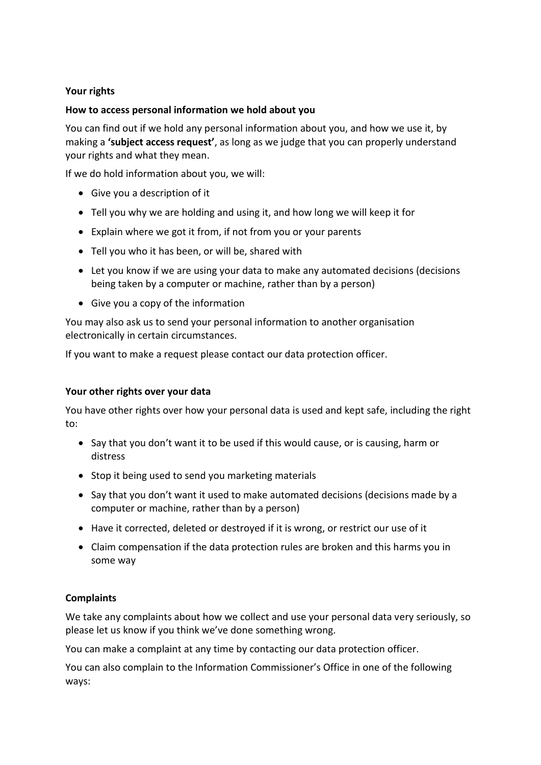**Your rights**

**How to access personal information we hold about you**

You can find out if we hold any personal information about you, and how we use it, by making a **'subject access request'**, as long as we judge that you can properly understand your rights and what they mean.

If we do hold information about you, we will:

- Give you a description of it
- Tell you why we are holding and using it, and how long we will keep it for
- Explain where we got it from, if not from you or your parents
- Tell you who it has been, or will be, shared with
- Let you know if we are using your data to make any automated decisions (decisions being taken by a computer or machine, rather than by a person)
- Give you a copy of the information

You may also ask us to send your personal information to another organisation electronically in certain circumstances.

If you want to make a request please contact our data protection officer.

**Your other rights over your data**

You have other rights over how your personal data is used and kept safe, including the right to:

- Say that you don't want it to be used if this would cause, or is causing, harm or distress
- Stop it being used to send you marketing materials
- Say that you don't want it used to make automated decisions (decisions made by a computer or machine, rather than by a person)
- Have it corrected, deleted or destroyed if it is wrong, or restrict our use of it
- Claim compensation if the data protection rules are broken and this harms you in some way

**Complaints**

We take any complaints about how we collect and use your personal data very seriously, so please let us know if you think we've done something wrong.

You can make a complaint at any time by contacting our data protection officer.

You can also complain to the Information Commissioner's Office in one of the following ways: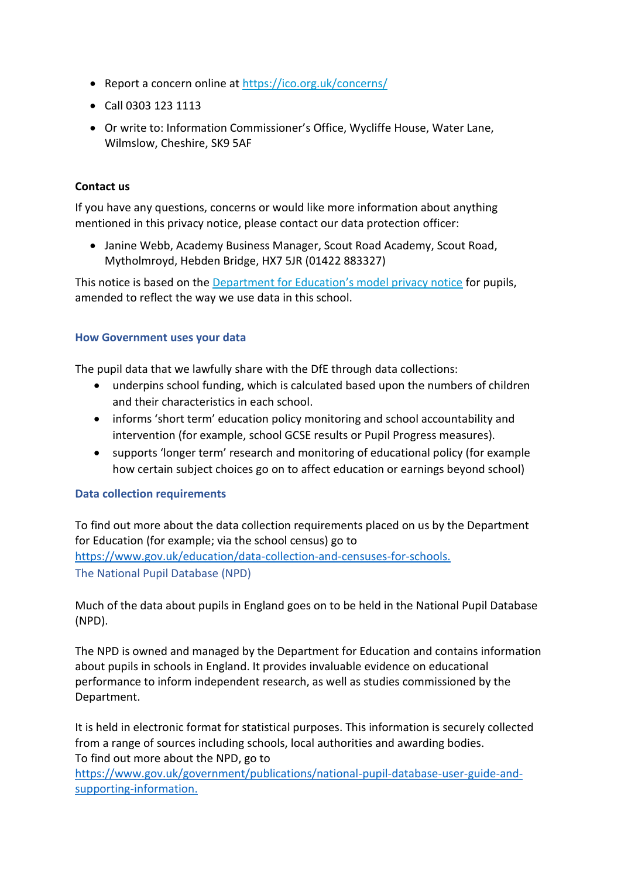- Report a concern online at [https://ico.org.uk/concerns/](https://ico.org.uk/concerns/)
- Call 0303 123 1113
- Or write to: Information Commissioner's Office, Wycliffe House, Water Lane, Wilmslow, Cheshire, SK9 5AF

**Contact us**

If you have any questions, concerns or would like more information about anything mentioned in this privacy notice, please contact our data protection officer:

- Janine Webb, Academy Business Manager, Scout Road Academy, Scout Road, Mytholmroyd, Hebden Bridge, HX7 5JR (01422 883327)

This notice is based on the Department for Education's model privacy notice for pupils, amended to reflect the way we use data in this school.

## How Government uses your data

The pupil data that we lawfully share with the DfE through data collections:

- underpins school funding, which is calculated based upon the numbers of children and their characteristics in each school.
- informs 'short term' education policy monitoring and school accountability and intervention (for example, school GCSE results or Pupil Progress measures).
- supports 'longer term' research and monitoring of educational policy (for example how certain subject choices go on to affect education or earnings beyond school)

## Data collection requirements

To find out more about the data collection requirements placed on us by the Department for Education (for example; via the school census) go to [https://www.gov.uk/education/data-collection-and-censuses-for-schools.](https://www.gov.uk/education/data-collection-and-censuses-for-schools)

### The National Pupil Database (NPD)

Much of the data about pupils in England goes on to be held in the National Pupil Database (NPD).

The NPD is owned and managed by the Department for Education and contains information about pupils in schools in England. It provides invaluable evidence on educational performance to inform independent research, as well as studies commissioned by the Department.

It is held in electronic format for statistical purposes. This information is securely collected from a range of sources including schools, local authorities and awarding bodies.
To find out more about the NPD, go to [https://www.gov.uk/government/publications/national-pupil-database-user-guide-and-supporting-information.](https://www.gov.uk/government/publications/national-pupil-database-user-guide-and-supporting-information)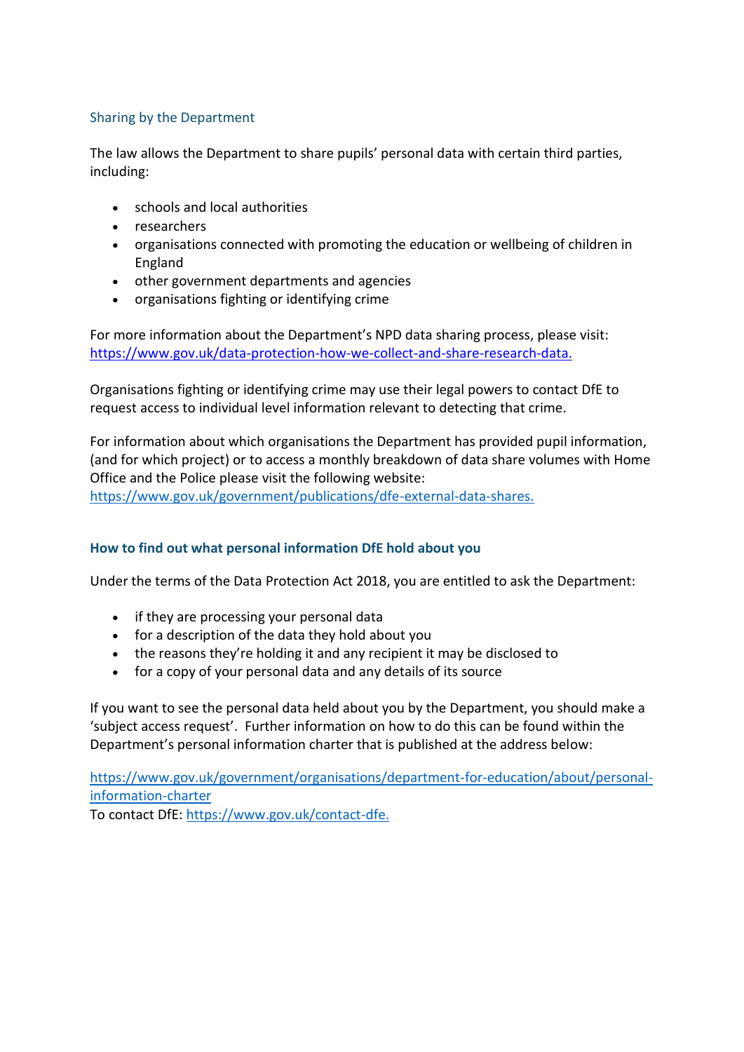### Sharing by the Department

The law allows the Department to share pupils' personal data with certain third parties, including:

- schools and local authorities
- researchers
- organisations connected with promoting the education or wellbeing of children in England
- other government departments and agencies
- organisations fighting or identifying crime

For more information about the Department's NPD data sharing process, please visit: https://www.gov.uk/data-protection-how-we-collect-and-share-research-data.

Organisations fighting or identifying crime may use their legal powers to contact DfE to request access to individual level information relevant to detecting that crime.

For information about which organisations the Department has provided pupil information, (and for which project) or to access a monthly breakdown of data share volumes with Home Office and the Police please visit the following website: https://www.gov.uk/government/publications/dfe-external-data-shares.

### How to find out what personal information DfE hold about you

Under the terms of the Data Protection Act 2018, you are entitled to ask the Department:

- if they are processing your personal data
- for a description of the data they hold about you
- the reasons they're holding it and any recipient it may be disclosed to
- for a copy of your personal data and any details of its source

If you want to see the personal data held about you by the Department, you should make a 'subject access request'. Further information on how to do this can be found within the Department's personal information charter that is published at the address below:

https://www.gov.uk/government/organisations/department-for-education/about/personal-information-charter

To contact DfE: https://www.gov.uk/contact-dfe.